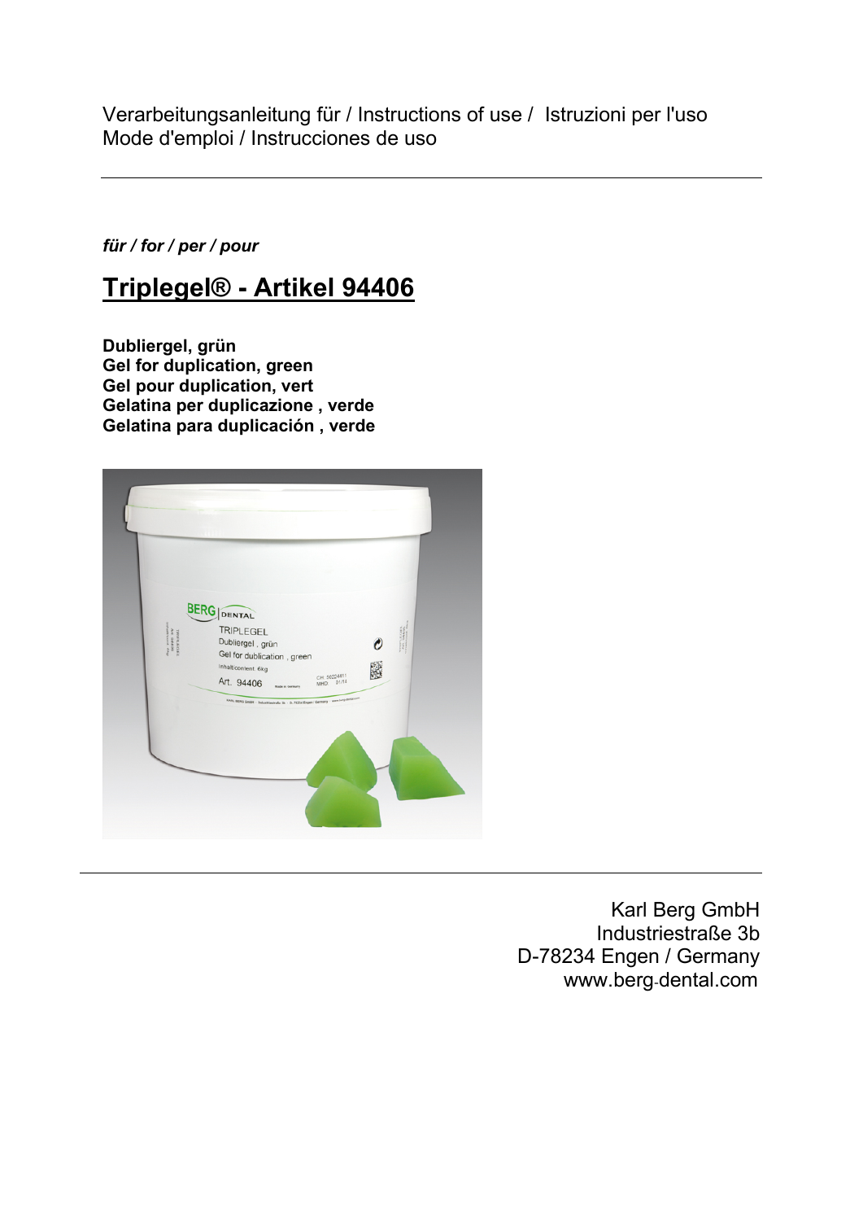Verarbeitungsanleitung für / Instructions of use / Istruzioni per l'uso
Mode d'emploi / Instrucciones de uso

---

***für / for / per / pour***

# Triplegel® - Artikel 94406

**Dubliergel, grün**
**Gel for duplication, green**
**Gel pour duplication, vert**
**Gelatina per duplicazione , verde**
**Gelatina para duplicación , verde**

---

Karl Berg GmbH
Industriestraße 3b
D-78234 Engen / Germany
www.berg-dental.com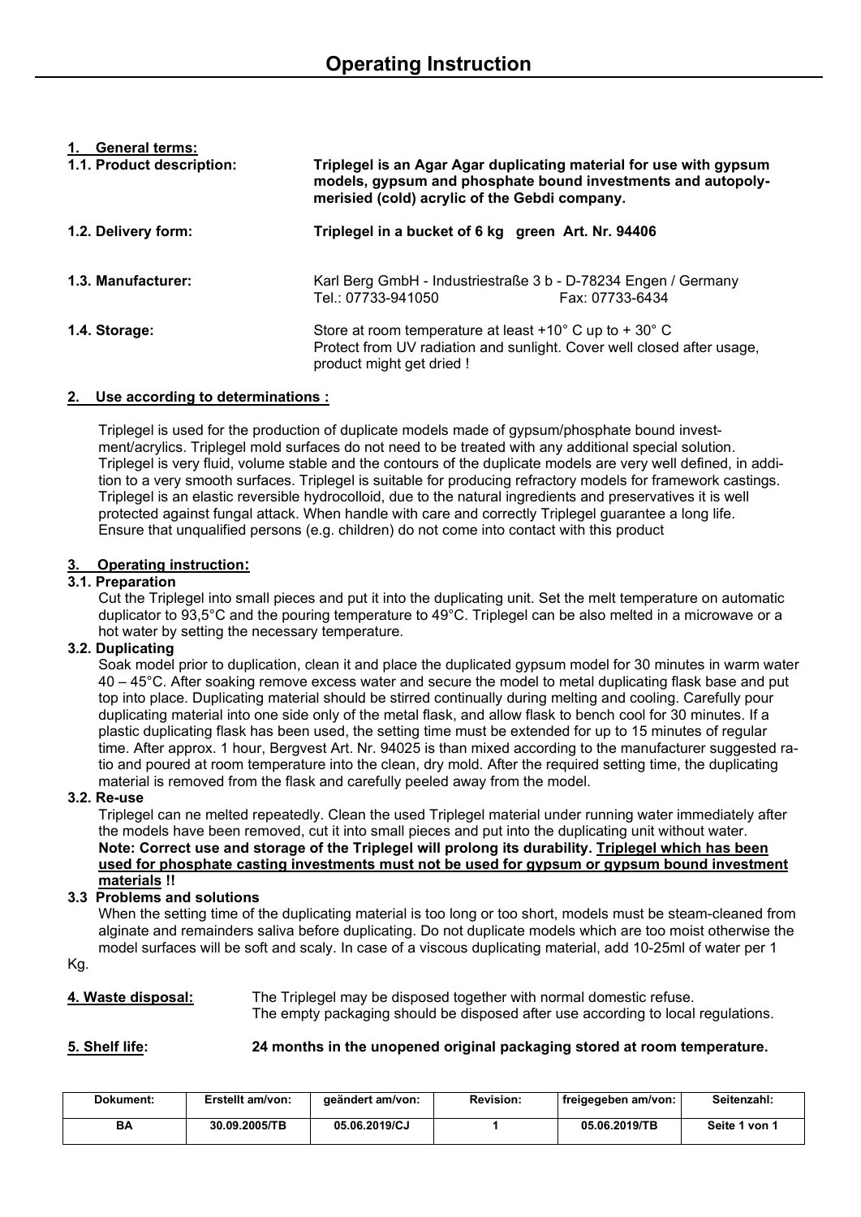# Operating Instruction

## 1. General terms:

**1.1. Product description:** **Triplegel is an Agar Agar duplicating material for use with gypsum models, gypsum and phosphate bound investments and autopoly-merisied (cold) acrylic of the Gebdi company.**

**1.2. Delivery form:** **Triplegel in a bucket of 6 kg green Art. Nr. 94406**

**1.3. Manufacturer:** Karl Berg GmbH - Industriestraße 3 b - D-78234 Engen / Germany
Tel.: 07733-941050 Fax: 07733-6434

**1.4. Storage:** Store at room temperature at least +10° C up to + 30° C
Protect from UV radiation and sunlight. Cover well closed after usage, product might get dried !

## 2. Use according to determinations :

Triplegel is used for the production of duplicate models made of gypsum/phosphate bound investment/acrylics. Triplegel mold surfaces do not need to be treated with any additional special solution. Triplegel is very fluid, volume stable and the contours of the duplicate models are very well defined, in addition to a very smooth surfaces. Triplegel is suitable for producing refractory models for framework castings. Triplegel is an elastic reversible hydrocolloid, due to the natural ingredients and preservatives it is well protected against fungal attack. When handle with care and correctly Triplegel guarantee a long life. Ensure that unqualified persons (e.g. children) do not come into contact with this product

## 3. Operating instruction:

### 3.1. Preparation

Cut the Triplegel into small pieces and put it into the duplicating unit. Set the melt temperature on automatic duplicator to 93,5°C and the pouring temperature to 49°C. Triplegel can be also melted in a microwave or a hot water by setting the necessary temperature.

### 3.2. Duplicating

Soak model prior to duplication, clean it and place the duplicated gypsum model for 30 minutes in warm water 40 – 45°C. After soaking remove excess water and secure the model to metal duplicating flask base and put top into place. Duplicating material should be stirred continually during melting and cooling. Carefully pour duplicating material into one side only of the metal flask, and allow flask to bench cool for 30 minutes. If a plastic duplicating flask has been used, the setting time must be extended for up to 15 minutes of regular time. After approx. 1 hour, Bergvest Art. Nr. 94025 is than mixed according to the manufacturer suggested ratio and poured at room temperature into the clean, dry mold. After the required setting time, the duplicating material is removed from the flask and carefully peeled away from the model.

### 3.2. Re-use

Triplegel can ne melted repeatedly. Clean the used Triplegel material under running water immediately after the models have been removed, cut it into small pieces and put into the duplicating unit without water.
**Note: Correct use and storage of the Triplegel will prolong its durability. Triplegel which has been used for phosphate casting investments must not be used for gypsum or gypsum bound investment materials !!**

### 3.3 Problems and solutions

When the setting time of the duplicating material is too long or too short, models must be steam-cleaned from alginate and remainders saliva before duplicating. Do not duplicate models which are too moist otherwise the model surfaces will be soft and scaly. In case of a viscous duplicating material, add 10-25ml of water per 1 Kg.

## 4. Waste disposal:

The Triplegel may be disposed together with normal domestic refuse.
The empty packaging should be disposed after use according to local regulations.

## 5. Shelf life:

**24 months in the unopened original packaging stored at room temperature.**

| Dokument: | Erstellt am/von: | geändert am/von: | Revision: | freigegeben am/von: | Seitenzahl: |
|---|---|---|---|---|---|
| BA | 30.09.2005/TB | 05.06.2019/CJ | 1 | 05.06.2019/TB | Seite 1 von 1 |